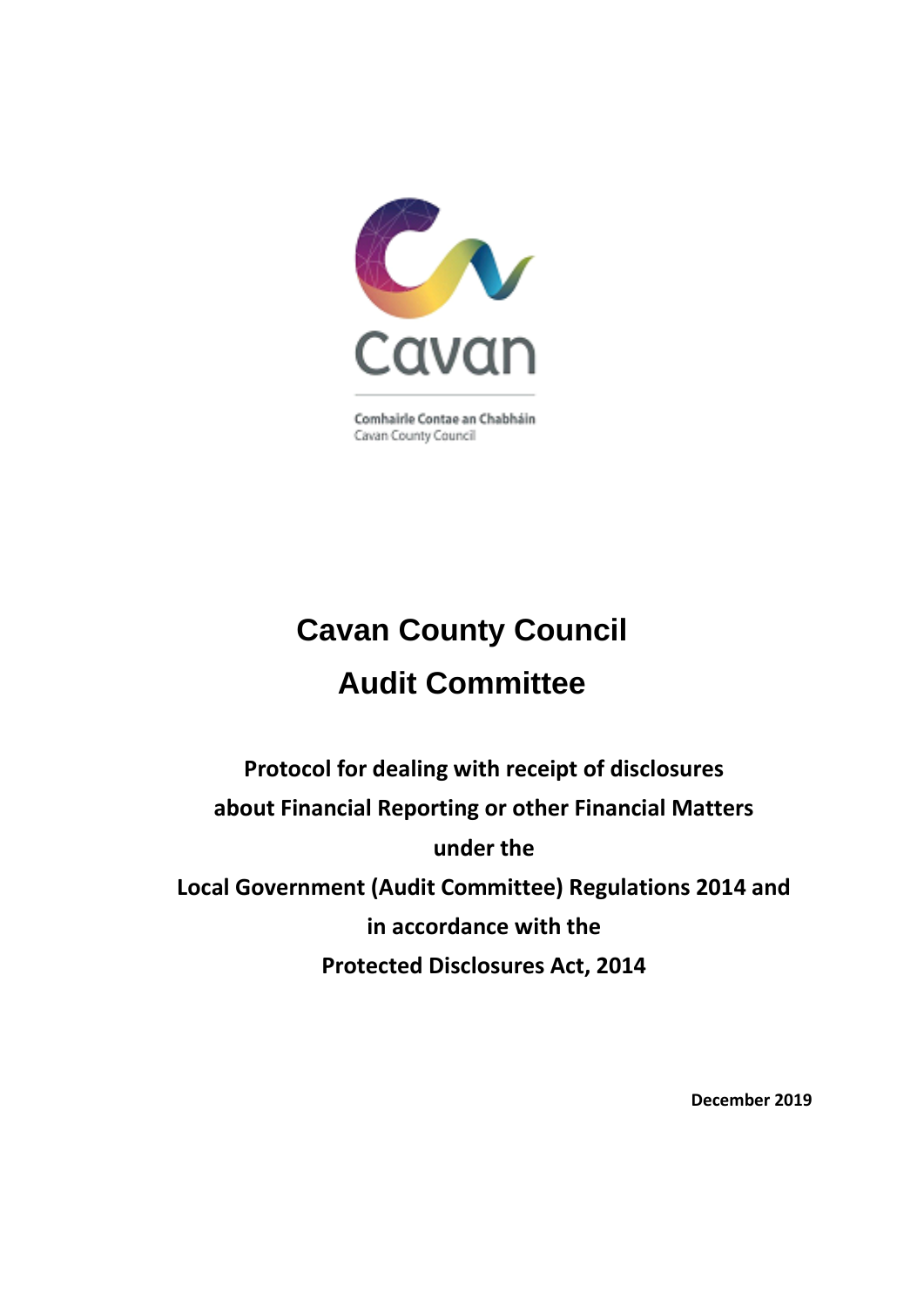Comhairle Contae an Chabháin
Cavan County Council

# Cavan County Council
# Audit Committee

**Protocol for dealing with receipt of disclosures about Financial Reporting or other Financial Matters under the Local Government (Audit Committee) Regulations 2014 and in accordance with the Protected Disclosures Act, 2014**

**December 2019**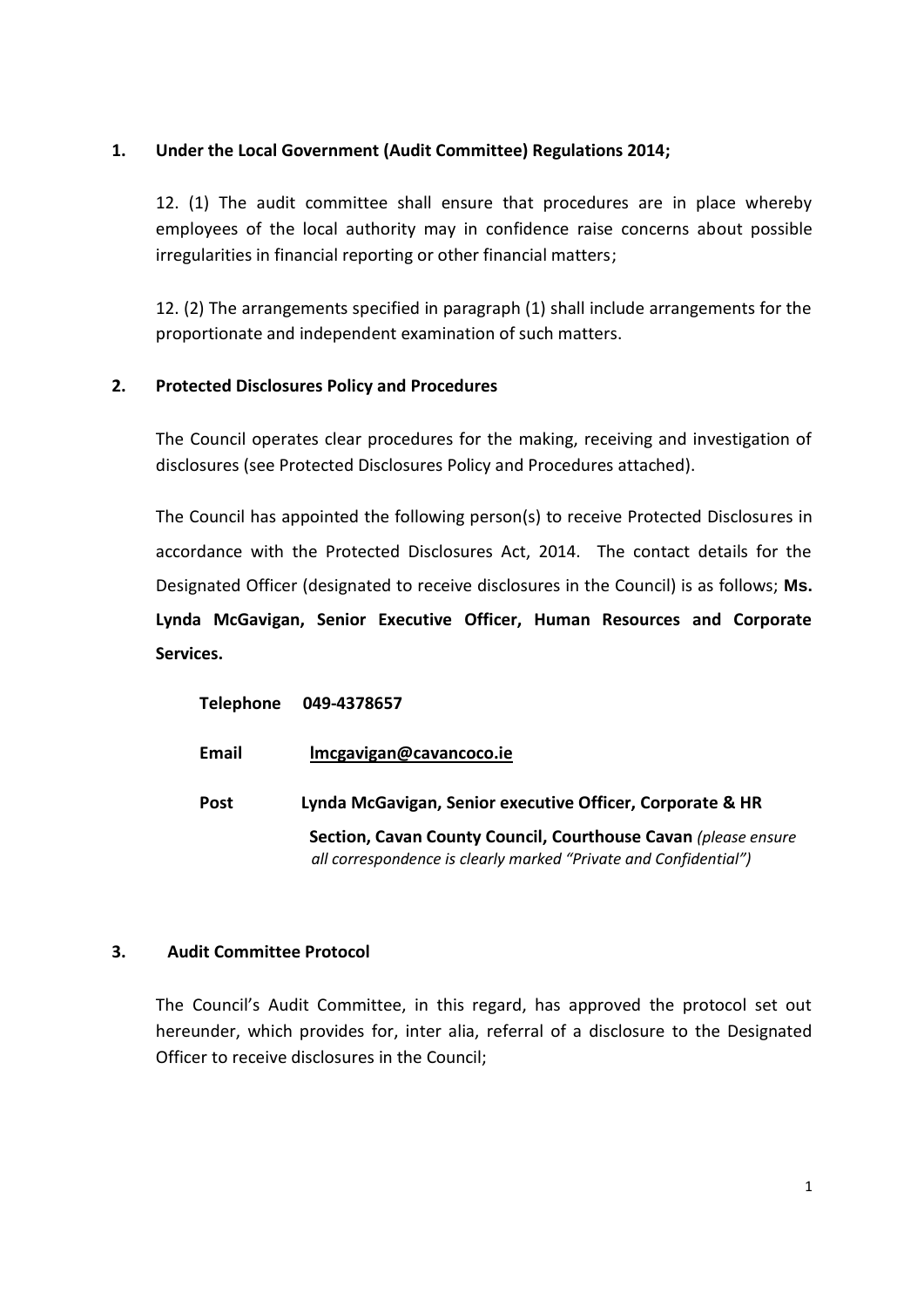## 1. Under the Local Government (Audit Committee) Regulations 2014;

12. (1) The audit committee shall ensure that procedures are in place whereby employees of the local authority may in confidence raise concerns about possible irregularities in financial reporting or other financial matters;

12. (2) The arrangements specified in paragraph (1) shall include arrangements for the proportionate and independent examination of such matters.

## 2. Protected Disclosures Policy and Procedures

The Council operates clear procedures for the making, receiving and investigation of disclosures (see Protected Disclosures Policy and Procedures attached).

The Council has appointed the following person(s) to receive Protected Disclosures in accordance with the Protected Disclosures Act, 2014. The contact details for the Designated Officer (designated to receive disclosures in the Council) is as follows; **Ms. Lynda McGavigan, Senior Executive Officer, Human Resources and Corporate Services.**

**Telephone** **049-4378657**

**Email** **lmcgavigan@cavancoco.ie**

**Post** **Lynda McGavigan, Senior executive Officer, Corporate & HR Section, Cavan County Council, Courthouse Cavan** *(please ensure all correspondence is clearly marked "Private and Confidential")*

## 3. Audit Committee Protocol

The Council's Audit Committee, in this regard, has approved the protocol set out hereunder, which provides for, inter alia, referral of a disclosure to the Designated Officer to receive disclosures in the Council;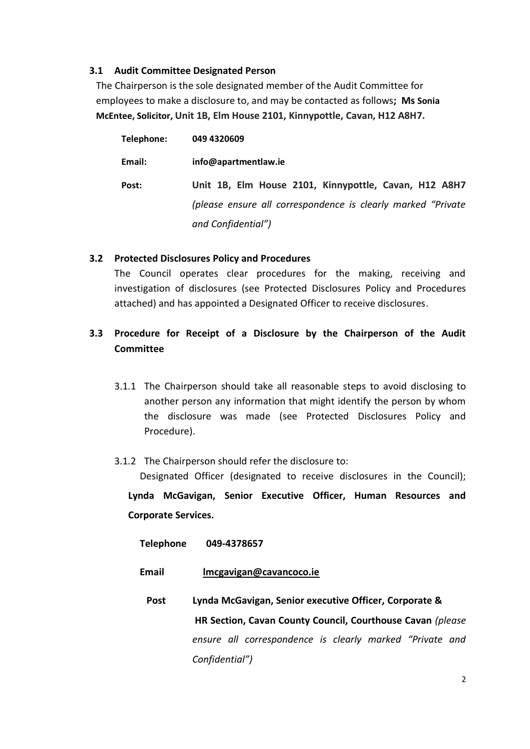### 3.1 Audit Committee Designated Person

The Chairperson is the sole designated member of the Audit Committee for employees to make a disclosure to, and may be contacted as follows**; Ms Sonia McEntee, Solicitor, Unit 1B, Elm House 2101, Kinnypottle, Cavan, H12 A8H7.**

**Telephone:** **049 4320609**

**Email:** **info@apartmentlaw.ie**

**Post:** **Unit 1B, Elm House 2101, Kinnypottle, Cavan, H12 A8H7** *(please ensure all correspondence is clearly marked "Private and Confidential")*

### 3.2 Protected Disclosures Policy and Procedures

The Council operates clear procedures for the making, receiving and investigation of disclosures (see Protected Disclosures Policy and Procedures attached) and has appointed a Designated Officer to receive disclosures.

### 3.3 Procedure for Receipt of a Disclosure by the Chairperson of the Audit Committee

3.1.1 The Chairperson should take all reasonable steps to avoid disclosing to another person any information that might identify the person by whom the disclosure was made (see Protected Disclosures Policy and Procedure).

3.1.2 The Chairperson should refer the disclosure to:

Designated Officer (designated to receive disclosures in the Council); **Lynda McGavigan, Senior Executive Officer, Human Resources and Corporate Services.**

**Telephone** **049-4378657**

**Email** **lmcgavigan@cavancoco.ie**

**Post** **Lynda McGavigan, Senior executive Officer, Corporate & HR Section, Cavan County Council, Courthouse Cavan** *(please ensure all correspondence is clearly marked "Private and Confidential")*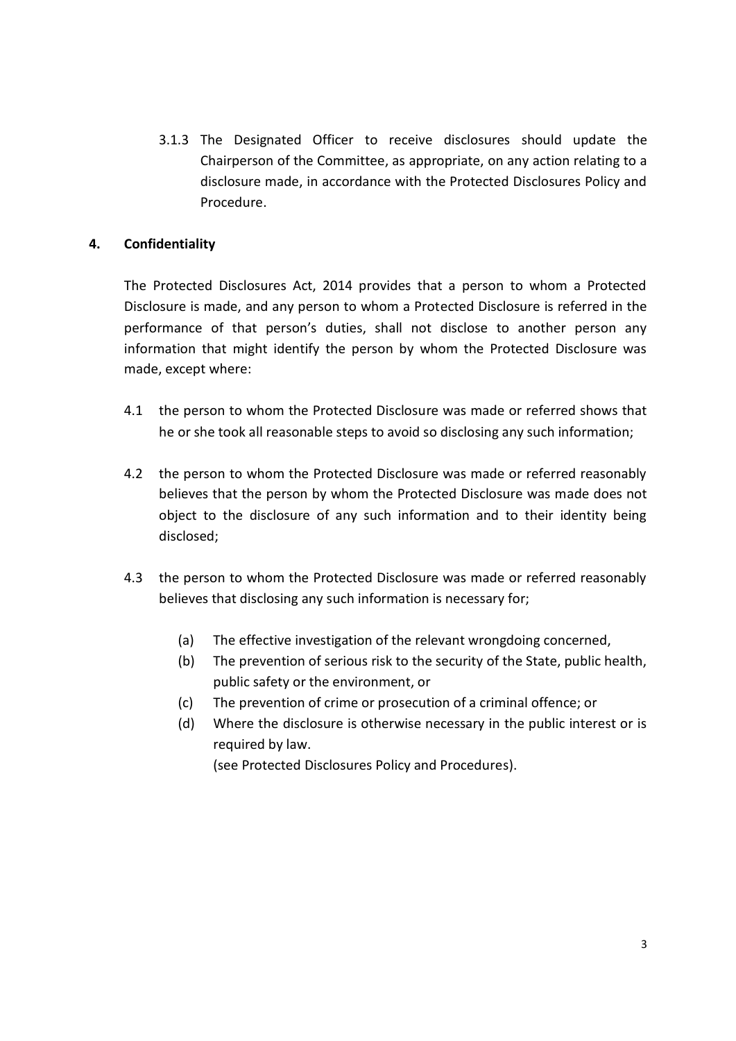3.1.3 The Designated Officer to receive disclosures should update the Chairperson of the Committee, as appropriate, on any action relating to a disclosure made, in accordance with the Protected Disclosures Policy and Procedure.

## 4. Confidentiality

The Protected Disclosures Act, 2014 provides that a person to whom a Protected Disclosure is made, and any person to whom a Protected Disclosure is referred in the performance of that person's duties, shall not disclose to another person any information that might identify the person by whom the Protected Disclosure was made, except where:

4.1 the person to whom the Protected Disclosure was made or referred shows that he or she took all reasonable steps to avoid so disclosing any such information;

4.2 the person to whom the Protected Disclosure was made or referred reasonably believes that the person by whom the Protected Disclosure was made does not object to the disclosure of any such information and to their identity being disclosed;

4.3 the person to whom the Protected Disclosure was made or referred reasonably believes that disclosing any such information is necessary for;

(a) The effective investigation of the relevant wrongdoing concerned,

(b) The prevention of serious risk to the security of the State, public health, public safety or the environment, or

(c) The prevention of crime or prosecution of a criminal offence; or

(d) Where the disclosure is otherwise necessary in the public interest or is required by law.
(see Protected Disclosures Policy and Procedures).